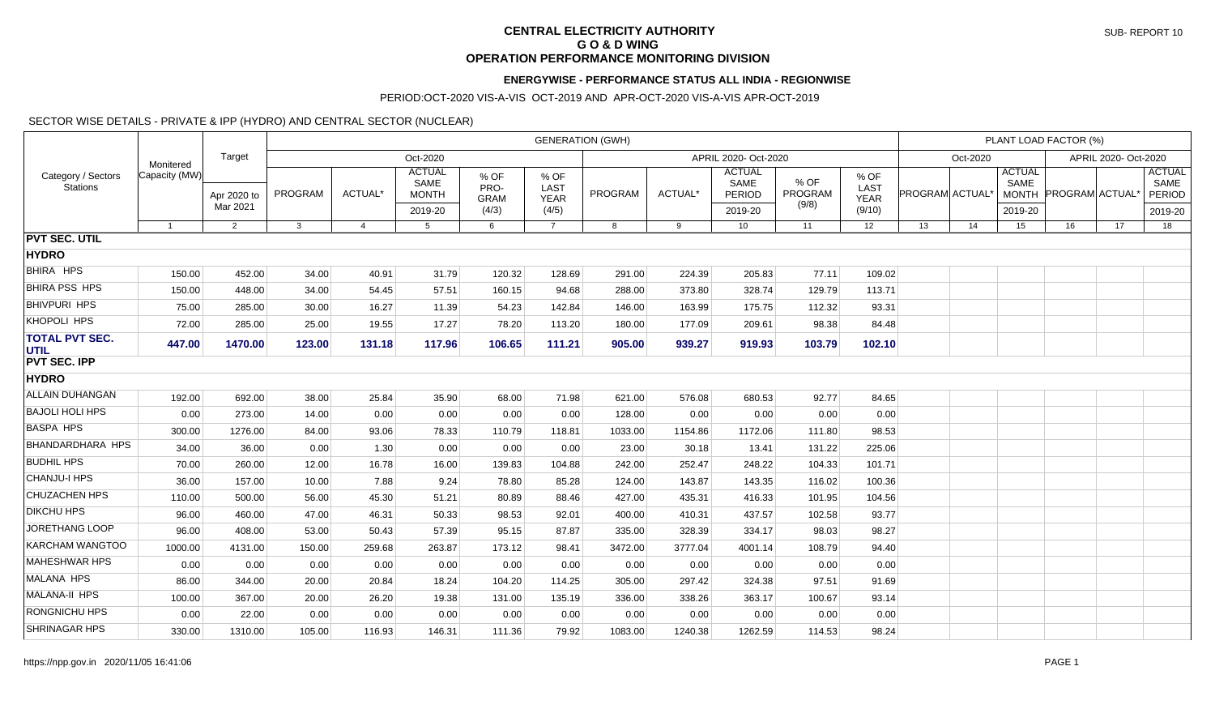# CENTRAL ELECTRICITY AUTHORITY
## G O & D WING
## OPERATION PERFORMANCE MONITORING DIVISION

SUB- REPORT 10

### ENERGYWISE - PERFORMANCE STATUS ALL INDIA - REGIONWISE

PERIOD:OCT-2020 VIS-A-VIS OCT-2019 AND APR-OCT-2020 VIS-A-VIS APR-OCT-2019

SECTOR WISE DETAILS - PRIVATE & IPP (HYDRO) AND CENTRAL SECTOR (NUCLEAR)

| Category / Sectors Stations | Monitered Capacity (MW) | Target | GENERATION (GWH) | | | | | | | | | | PLANT LOAD FACTOR (%) | | | | | |
|---|---|---|---|---|---|---|---|---|---|---|---|---|---|---|---|---|---|---|
| | | | Oct-2020 | | | | | APRIL 2020- Oct-2020 | | | | | Oct-2020 | | | APRIL 2020- Oct-2020 | | |
| | | Apr 2020 to Mar 2021 | PROGRAM | ACTUAL* | ACTUAL SAME MONTH 2019-20 | % OF PRO-GRAM (4/3) | % OF LAST YEAR (4/5) | PROGRAM | ACTUAL* | ACTUAL SAME PERIOD 2019-20 | % OF PROGRAM (9/8) | % OF LAST YEAR (9/10) | PROGRAM | ACTUAL* | ACTUAL SAME MONTH 2019-20 | PROGRAM | ACTUAL* | ACTUAL SAME PERIOD 2019-20 |
| | 1 | 2 | 3 | 4 | 5 | 6 | 7 | 8 | 9 | 10 | 11 | 12 | 13 | 14 | 15 | 16 | 17 | 18 |
| **PVT SEC. UTIL** | | | | | | | | | | | | | | | | | | |
| **HYDRO** | | | | | | | | | | | | | | | | | | |
| BHIRA HPS | 150.00 | 452.00 | 34.00 | 40.91 | 31.79 | 120.32 | 128.69 | 291.00 | 224.39 | 205.83 | 77.11 | 109.02 | | | | | | |
| BHIRA PSS HPS | 150.00 | 448.00 | 34.00 | 54.45 | 57.51 | 160.15 | 94.68 | 288.00 | 373.80 | 328.74 | 129.79 | 113.71 | | | | | | |
| BHIVPURI HPS | 75.00 | 285.00 | 30.00 | 16.27 | 11.39 | 54.23 | 142.84 | 146.00 | 163.99 | 175.75 | 112.32 | 93.31 | | | | | | |
| KHOPOLI HPS | 72.00 | 285.00 | 25.00 | 19.55 | 17.27 | 78.20 | 113.20 | 180.00 | 177.09 | 209.61 | 98.38 | 84.48 | | | | | | |
| **TOTAL PVT SEC. UTIL** | **447.00** | **1470.00** | **123.00** | **131.18** | **117.96** | **106.65** | **111.21** | **905.00** | **939.27** | **919.93** | **103.79** | **102.10** | | | | | | |
| **PVT SEC. IPP** | | | | | | | | | | | | | | | | | | |
| **HYDRO** | | | | | | | | | | | | | | | | | | |
| ALLAIN DUHANGAN | 192.00 | 692.00 | 38.00 | 25.84 | 35.90 | 68.00 | 71.98 | 621.00 | 576.08 | 680.53 | 92.77 | 84.65 | | | | | | |
| BAJOLI HOLI HPS | 0.00 | 273.00 | 14.00 | 0.00 | 0.00 | 0.00 | 0.00 | 128.00 | 0.00 | 0.00 | 0.00 | 0.00 | | | | | | |
| BASPA HPS | 300.00 | 1276.00 | 84.00 | 93.06 | 78.33 | 110.79 | 118.81 | 1033.00 | 1154.86 | 1172.06 | 111.80 | 98.53 | | | | | | |
| BHANDARDHARA HPS | 34.00 | 36.00 | 0.00 | 1.30 | 0.00 | 0.00 | 0.00 | 23.00 | 30.18 | 13.41 | 131.22 | 225.06 | | | | | | |
| BUDHIL HPS | 70.00 | 260.00 | 12.00 | 16.78 | 16.00 | 139.83 | 104.88 | 242.00 | 252.47 | 248.22 | 104.33 | 101.71 | | | | | | |
| CHANJU-I HPS | 36.00 | 157.00 | 10.00 | 7.88 | 9.24 | 78.80 | 85.28 | 124.00 | 143.87 | 143.35 | 116.02 | 100.36 | | | | | | |
| CHUZACHEN HPS | 110.00 | 500.00 | 56.00 | 45.30 | 51.21 | 80.89 | 88.46 | 427.00 | 435.31 | 416.33 | 101.95 | 104.56 | | | | | | |
| DIKCHU HPS | 96.00 | 460.00 | 47.00 | 46.31 | 50.33 | 98.53 | 92.01 | 400.00 | 410.31 | 437.57 | 102.58 | 93.77 | | | | | | |
| JORETHANG LOOP | 96.00 | 408.00 | 53.00 | 50.43 | 57.39 | 95.15 | 87.87 | 335.00 | 328.39 | 334.17 | 98.03 | 98.27 | | | | | | |
| KARCHAM WANGTOO | 1000.00 | 4131.00 | 150.00 | 259.68 | 263.87 | 173.12 | 98.41 | 3472.00 | 3777.04 | 4001.14 | 108.79 | 94.40 | | | | | | |
| MAHESHWAR HPS | 0.00 | 0.00 | 0.00 | 0.00 | 0.00 | 0.00 | 0.00 | 0.00 | 0.00 | 0.00 | 0.00 | 0.00 | | | | | | |
| MALANA HPS | 86.00 | 344.00 | 20.00 | 20.84 | 18.24 | 104.20 | 114.25 | 305.00 | 297.42 | 324.38 | 97.51 | 91.69 | | | | | | |
| MALANA-II HPS | 100.00 | 367.00 | 20.00 | 26.20 | 19.38 | 131.00 | 135.19 | 336.00 | 338.26 | 363.17 | 100.67 | 93.14 | | | | | | |
| RONGNICHU HPS | 0.00 | 22.00 | 0.00 | 0.00 | 0.00 | 0.00 | 0.00 | 0.00 | 0.00 | 0.00 | 0.00 | 0.00 | | | | | | |
| SHRINAGAR HPS | 330.00 | 1310.00 | 105.00 | 116.93 | 146.31 | 111.36 | 79.92 | 1083.00 | 1240.38 | 1262.59 | 114.53 | 98.24 | | | | | | |

https://npp.gov.in 2020/11/05 16:41:06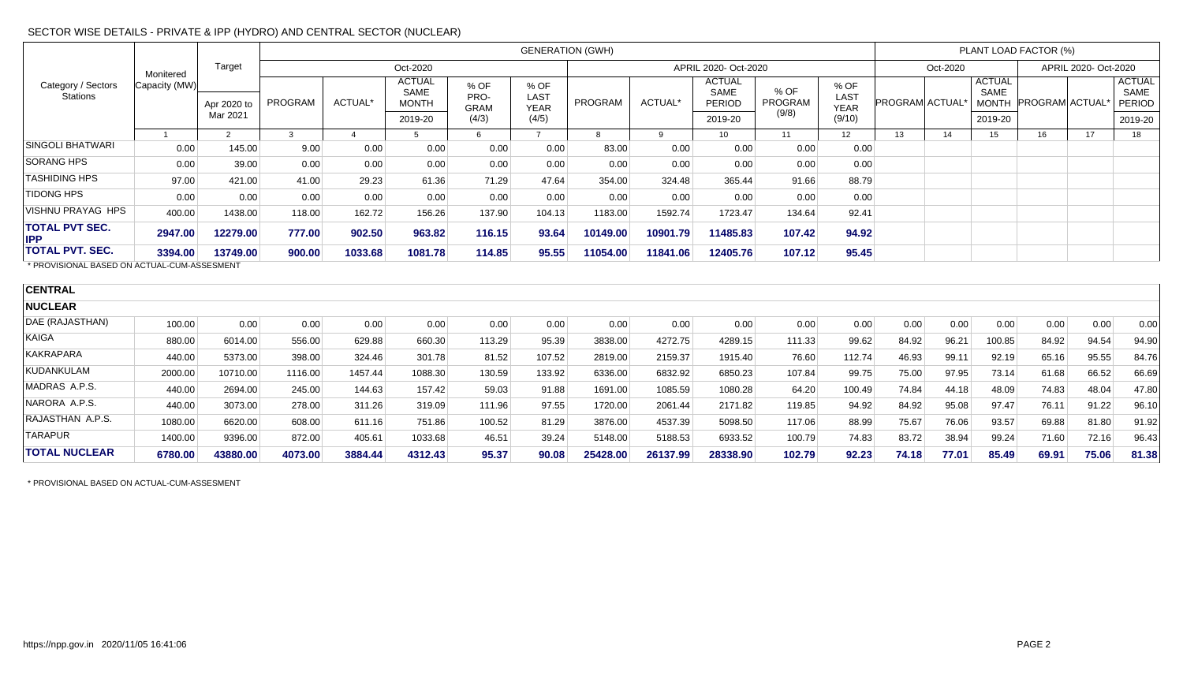SECTOR WISE DETAILS - PRIVATE & IPP (HYDRO) AND CENTRAL SECTOR (NUCLEAR)

| Category / Sectors Stations | Monitered Capacity (MW) | Target | GENERATION (GWH) | | | | | | | | | | PLANT LOAD FACTOR (%) | | | | | |
|---|---|---|---|---|---|---|---|---|---|---|---|---|---|---|---|---|---|---|
| | | | Oct-2020 | | | | | APRIL 2020- Oct-2020 | | | | | Oct-2020 | | | APRIL 2020- Oct-2020 | | |
| | | Apr 2020 to Mar 2021 | PROGRAM | ACTUAL* | ACTUAL SAME MONTH 2019-20 | % OF PRO-GRAM (4/3) | % OF LAST YEAR (4/5) | PROGRAM | ACTUAL* | ACTUAL SAME PERIOD 2019-20 | % OF PROGRAM (9/8) | % OF LAST YEAR (9/10) | PROGRAM | ACTUAL* | ACTUAL SAME MONTH 2019-20 | PROGRAM | ACTUAL* | ACTUAL SAME PERIOD 2019-20 |
| | 1 | 2 | 3 | 4 | 5 | 6 | 7 | 8 | 9 | 10 | 11 | 12 | 13 | 14 | 15 | 16 | 17 | 18 |
| SINGOLI BHATWARI | 0.00 | 145.00 | 9.00 | 0.00 | 0.00 | 0.00 | 0.00 | 83.00 | 0.00 | 0.00 | 0.00 | 0.00 | | | | | | |
| SORANG HPS | 0.00 | 39.00 | 0.00 | 0.00 | 0.00 | 0.00 | 0.00 | 0.00 | 0.00 | 0.00 | 0.00 | 0.00 | | | | | | |
| TASHIDING HPS | 97.00 | 421.00 | 41.00 | 29.23 | 61.36 | 71.29 | 47.64 | 354.00 | 324.48 | 365.44 | 91.66 | 88.79 | | | | | | |
| TIDONG HPS | 0.00 | 0.00 | 0.00 | 0.00 | 0.00 | 0.00 | 0.00 | 0.00 | 0.00 | 0.00 | 0.00 | 0.00 | | | | | | |
| VISHNU PRAYAG HPS | 400.00 | 1438.00 | 118.00 | 162.72 | 156.26 | 137.90 | 104.13 | 1183.00 | 1592.74 | 1723.47 | 134.64 | 92.41 | | | | | | |
| **TOTAL PVT SEC. IPP** | **2947.00** | **12279.00** | **777.00** | **902.50** | **963.82** | **116.15** | **93.64** | **10149.00** | **10901.79** | **11485.83** | **107.42** | **94.92** | | | | | | |
| **TOTAL PVT. SEC.** | **3394.00** | **13749.00** | **900.00** | **1033.68** | **1081.78** | **114.85** | **95.55** | **11054.00** | **11841.06** | **12405.76** | **107.12** | **95.45** | | | | | | |

* PROVISIONAL BASED ON ACTUAL-CUM-ASSESMENT

| | | | | | | | | | | | | | | | | | | |
|---|---|---|---|---|---|---|---|---|---|---|---|---|---|---|---|---|---|---|
| **CENTRAL** | | | | | | | | | | | | | | | | | | |
| **NUCLEAR** | | | | | | | | | | | | | | | | | | |
| DAE (RAJASTHAN) | 100.00 | 0.00 | 0.00 | 0.00 | 0.00 | 0.00 | 0.00 | 0.00 | 0.00 | 0.00 | 0.00 | 0.00 | 0.00 | 0.00 | 0.00 | 0.00 | 0.00 | 0.00 |
| KAIGA | 880.00 | 6014.00 | 556.00 | 629.88 | 660.30 | 113.29 | 95.39 | 3838.00 | 4272.75 | 4289.15 | 111.33 | 99.62 | 84.92 | 96.21 | 100.85 | 84.92 | 94.54 | 94.90 |
| KAKRAPARA | 440.00 | 5373.00 | 398.00 | 324.46 | 301.78 | 81.52 | 107.52 | 2819.00 | 2159.37 | 1915.40 | 76.60 | 112.74 | 46.93 | 99.11 | 92.19 | 65.16 | 95.55 | 84.76 |
| KUDANKULAM | 2000.00 | 10710.00 | 1116.00 | 1457.44 | 1088.30 | 130.59 | 133.92 | 6336.00 | 6832.92 | 6850.23 | 107.84 | 99.75 | 75.00 | 97.95 | 73.14 | 61.68 | 66.52 | 66.69 |
| MADRAS A.P.S. | 440.00 | 2694.00 | 245.00 | 144.63 | 157.42 | 59.03 | 91.88 | 1691.00 | 1085.59 | 1080.28 | 64.20 | 100.49 | 74.84 | 44.18 | 48.09 | 74.83 | 48.04 | 47.80 |
| NARORA A.P.S. | 440.00 | 3073.00 | 278.00 | 311.26 | 319.09 | 111.96 | 97.55 | 1720.00 | 2061.44 | 2171.82 | 119.85 | 94.92 | 84.92 | 95.08 | 97.47 | 76.11 | 91.22 | 96.10 |
| RAJASTHAN A.P.S. | 1080.00 | 6620.00 | 608.00 | 611.16 | 751.86 | 100.52 | 81.29 | 3876.00 | 4537.39 | 5098.50 | 117.06 | 88.99 | 75.67 | 76.06 | 93.57 | 69.88 | 81.80 | 91.92 |
| TARAPUR | 1400.00 | 9396.00 | 872.00 | 405.61 | 1033.68 | 46.51 | 39.24 | 5148.00 | 5188.53 | 6933.52 | 100.79 | 74.83 | 83.72 | 38.94 | 99.24 | 71.60 | 72.16 | 96.43 |
| **TOTAL NUCLEAR** | **6780.00** | **43880.00** | **4073.00** | **3884.44** | **4312.43** | **95.37** | **90.08** | **25428.00** | **26137.99** | **28338.90** | **102.79** | **92.23** | **74.18** | **77.01** | **85.49** | **69.91** | **75.06** | **81.38** |

* PROVISIONAL BASED ON ACTUAL-CUM-ASSESMENT

https://npp.gov.in 2020/11/05 16:41:06